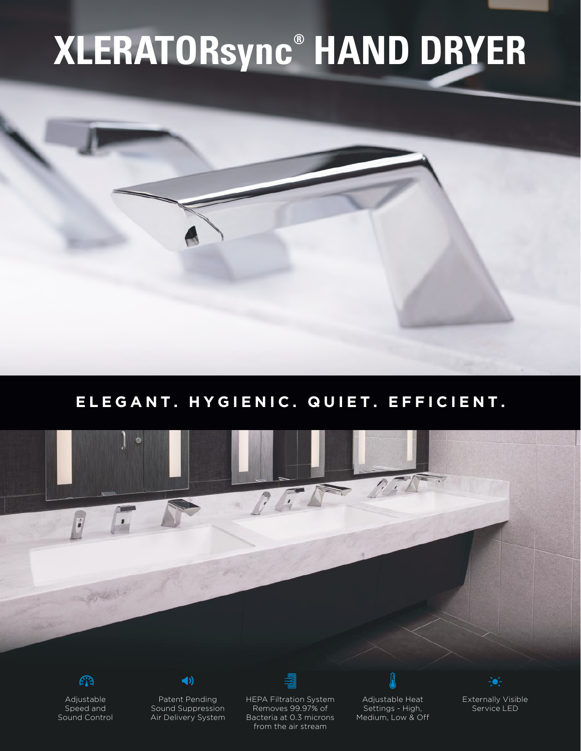# XLERATORsync® HAND DRYER

## ELEGANT. HYGIENIC. QUIET. EFFICIENT.

- Adjustable Speed and Sound Control
- Patent Pending Sound Suppression Air Delivery System
- HEPA Filtration System Removes 99.97% of Bacteria at 0.3 microns from the air stream
- Adjustable Heat Settings - High, Medium, Low & Off
- Externally Visible Service LED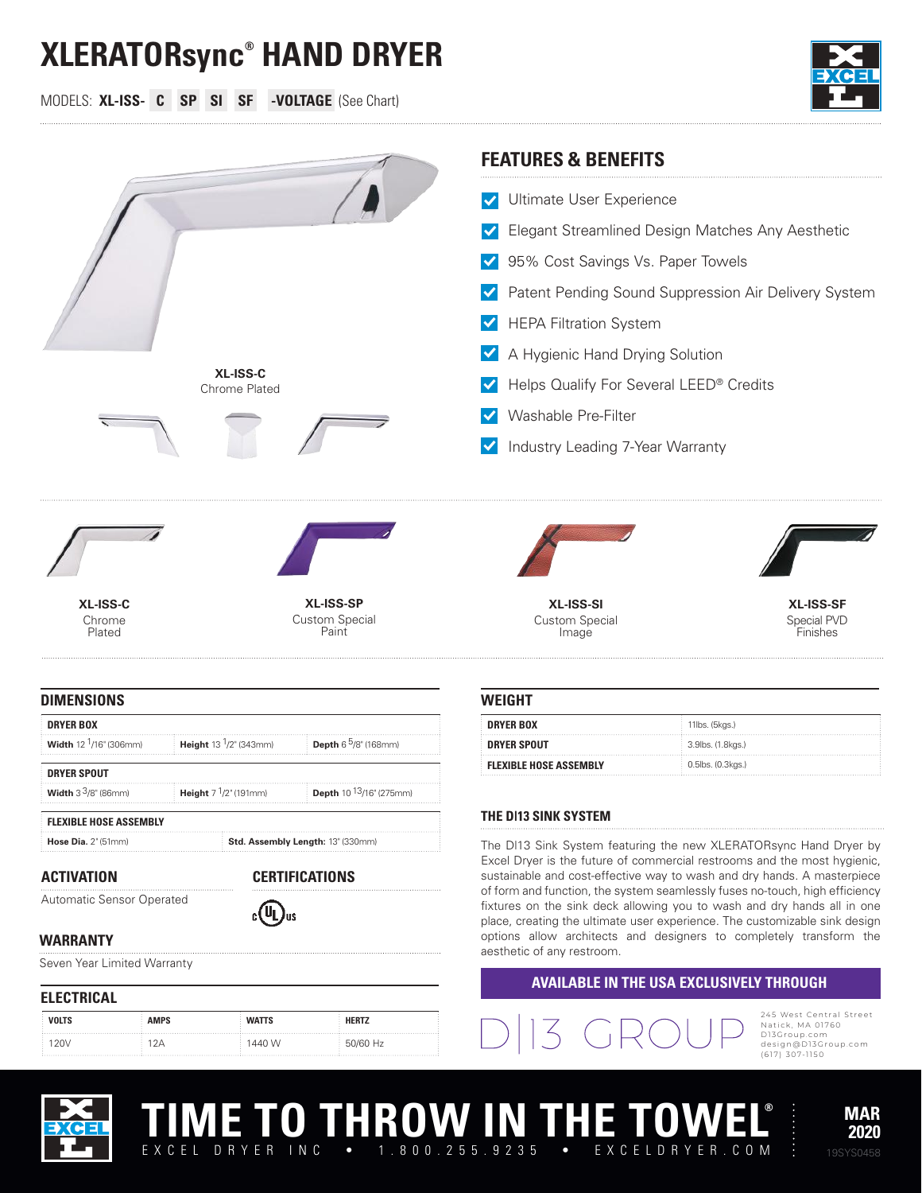# XLERATORsync® HAND DRYER

MODELS: **XL-ISS- C SP SI SF -VOLTAGE** (See Chart)

**XL-ISS-C**
Chrome Plated

## FEATURES & BENEFITS

- Ultimate User Experience
- Elegant Streamlined Design Matches Any Aesthetic
- 95% Cost Savings Vs. Paper Towels
- Patent Pending Sound Suppression Air Delivery System
- HEPA Filtration System
- A Hygienic Hand Drying Solution
- Helps Qualify For Several LEED® Credits
- Washable Pre-Filter
- Industry Leading 7-Year Warranty

**XL-ISS-C**
Chrome Plated

**XL-ISS-SP**
Custom Special Paint

**XL-ISS-SI**
Custom Special Image

**XL-ISS-SF**
Special PVD Finishes

## DIMENSIONS

| DRYER BOX | | |
|---|---|---|
| **Width** 12 1/16" (306mm) | **Height** 13 1/2" (343mm) | **Depth** 6 5/8" (168mm) |

| DRYER SPOUT | | |
|---|---|---|
| **Width** 3 3/8" (86mm) | **Height** 7 1/2" (191mm) | **Depth** 10 13/16" (275mm) |

| FLEXIBLE HOSE ASSEMBLY | |
|---|---|
| **Hose Dia.** 2" (51mm) | **Std. Assembly Length:** 13" (330mm) |

## ACTIVATION

Automatic Sensor Operated

## CERTIFICATIONS

c UL us

## WARRANTY

Seven Year Limited Warranty

## ELECTRICAL

| VOLTS | AMPS | WATTS | HERTZ |
|---|---|---|---|
| 120V | 12A | 1440 W | 50/60 Hz |

## WEIGHT

| | |
|---|---|
| **DRYER BOX** | 11lbs. (5kgs.) |
| **DRYER SPOUT** | 3.9lbs. (1.8kgs.) |
| **FLEXIBLE HOSE ASSEMBLY** | 0.5lbs. (0.3kgs.) |

## THE DI13 SINK SYSTEM

The DI13 Sink System featuring the new XLERATORsync Hand Dryer by Excel Dryer is the future of commercial restrooms and the most hygienic, sustainable and cost-effective way to wash and dry hands. A masterpiece of form and function, the system seamlessly fuses no-touch, high efficiency fixtures on the sink deck allowing you to wash and dry hands all in one place, creating the ultimate user experience. The customizable sink design options allow architects and designers to completely transform the aesthetic of any restroom.

**AVAILABLE IN THE USA EXCLUSIVELY THROUGH**

D|13 GROUP

245 West Central Street
Natick, MA 01760
D13Group.com
design@D13Group.com
(617) 307-1150

**TIME TO THROW IN THE TOWEL®**

EXCEL DRYER INC • 1.800.255.9235 • EXCELDRYER.COM

**MAR 2020**

19SYS0458